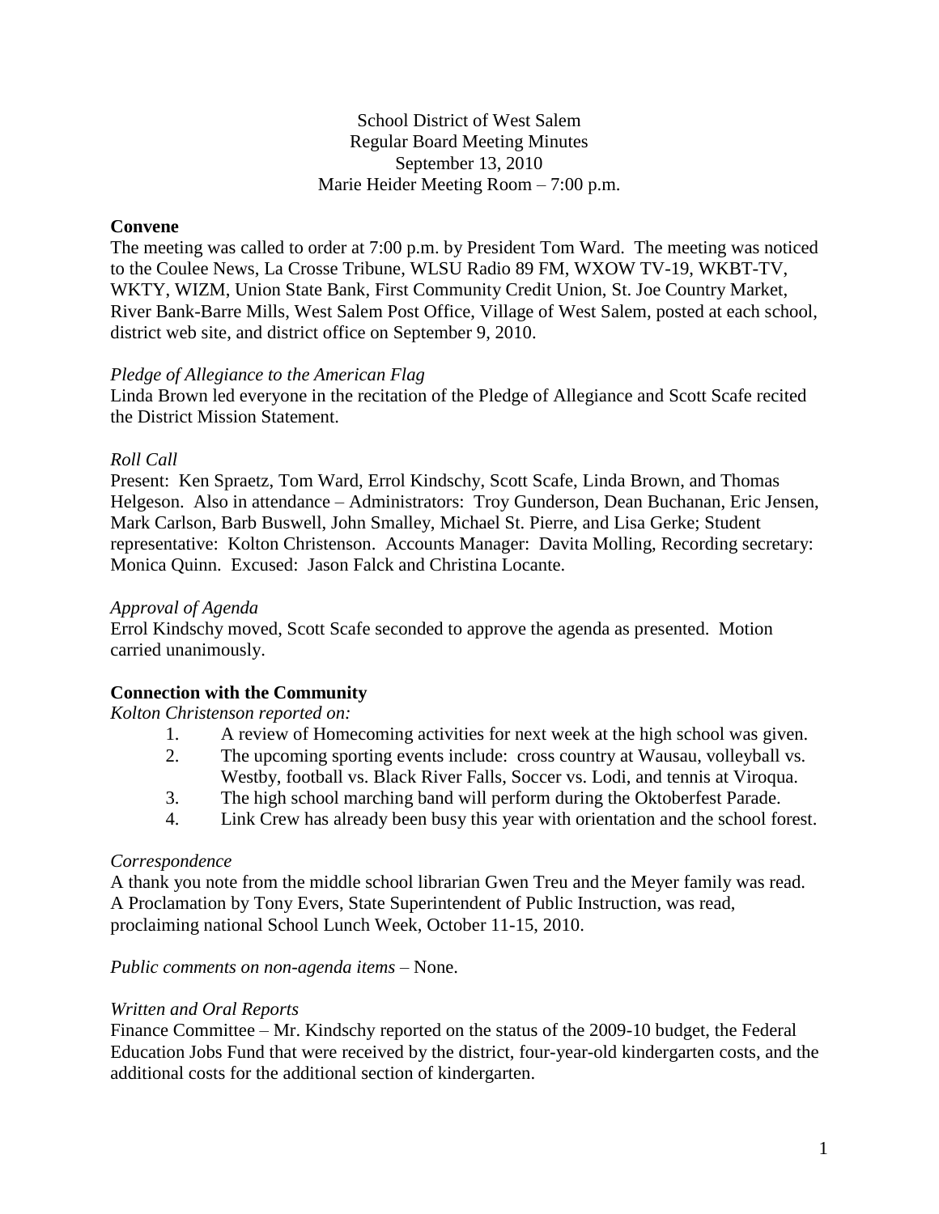School District of West Salem
Regular Board Meeting Minutes
September 13, 2010
Marie Heider Meeting Room – 7:00 p.m.

**Convene**

The meeting was called to order at 7:00 p.m. by President Tom Ward. The meeting was noticed to the Coulee News, La Crosse Tribune, WLSU Radio 89 FM, WXOW TV-19, WKBT-TV, WKTY, WIZM, Union State Bank, First Community Credit Union, St. Joe Country Market, River Bank-Barre Mills, West Salem Post Office, Village of West Salem, posted at each school, district web site, and district office on September 9, 2010.

*Pledge of Allegiance to the American Flag*

Linda Brown led everyone in the recitation of the Pledge of Allegiance and Scott Scafe recited the District Mission Statement.

*Roll Call*

Present: Ken Spraetz, Tom Ward, Errol Kindschy, Scott Scafe, Linda Brown, and Thomas Helgeson. Also in attendance – Administrators: Troy Gunderson, Dean Buchanan, Eric Jensen, Mark Carlson, Barb Buswell, John Smalley, Michael St. Pierre, and Lisa Gerke; Student representative: Kolton Christenson. Accounts Manager: Davita Molling, Recording secretary: Monica Quinn. Excused: Jason Falck and Christina Locante.

*Approval of Agenda*

Errol Kindschy moved, Scott Scafe seconded to approve the agenda as presented. Motion carried unanimously.

**Connection with the Community**

*Kolton Christenson reported on:*

1. A review of Homecoming activities for next week at the high school was given.
2. The upcoming sporting events include: cross country at Wausau, volleyball vs. Westby, football vs. Black River Falls, Soccer vs. Lodi, and tennis at Viroqua.
3. The high school marching band will perform during the Oktoberfest Parade.
4. Link Crew has already been busy this year with orientation and the school forest.

*Correspondence*

A thank you note from the middle school librarian Gwen Treu and the Meyer family was read. A Proclamation by Tony Evers, State Superintendent of Public Instruction, was read, proclaiming national School Lunch Week, October 11-15, 2010.

*Public comments on non-agenda items* – None.

*Written and Oral Reports*

Finance Committee – Mr. Kindschy reported on the status of the 2009-10 budget, the Federal Education Jobs Fund that were received by the district, four-year-old kindergarten costs, and the additional costs for the additional section of kindergarten.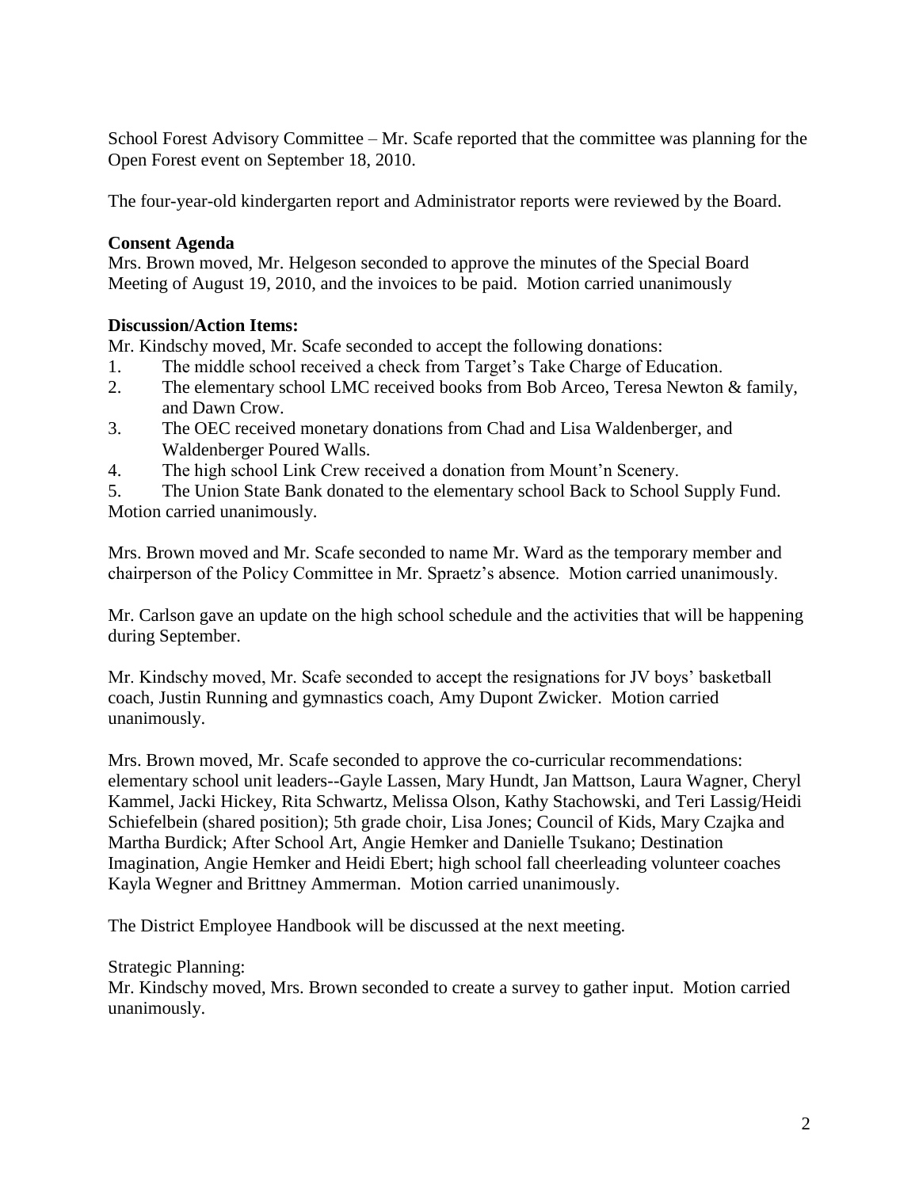School Forest Advisory Committee – Mr. Scafe reported that the committee was planning for the Open Forest event on September 18, 2010.

The four-year-old kindergarten report and Administrator reports were reviewed by the Board.

**Consent Agenda**
Mrs. Brown moved, Mr. Helgeson seconded to approve the minutes of the Special Board Meeting of August 19, 2010, and the invoices to be paid. Motion carried unanimously

**Discussion/Action Items:**
Mr. Kindschy moved, Mr. Scafe seconded to accept the following donations:

1. The middle school received a check from Target's Take Charge of Education.
2. The elementary school LMC received books from Bob Arceo, Teresa Newton & family, and Dawn Crow.
3. The OEC received monetary donations from Chad and Lisa Waldenberger, and Waldenberger Poured Walls.
4. The high school Link Crew received a donation from Mount'n Scenery.
5. The Union State Bank donated to the elementary school Back to School Supply Fund.

Motion carried unanimously.

Mrs. Brown moved and Mr. Scafe seconded to name Mr. Ward as the temporary member and chairperson of the Policy Committee in Mr. Spraetz's absence. Motion carried unanimously.

Mr. Carlson gave an update on the high school schedule and the activities that will be happening during September.

Mr. Kindschy moved, Mr. Scafe seconded to accept the resignations for JV boys' basketball coach, Justin Running and gymnastics coach, Amy Dupont Zwicker. Motion carried unanimously.

Mrs. Brown moved, Mr. Scafe seconded to approve the co-curricular recommendations: elementary school unit leaders--Gayle Lassen, Mary Hundt, Jan Mattson, Laura Wagner, Cheryl Kammel, Jacki Hickey, Rita Schwartz, Melissa Olson, Kathy Stachowski, and Teri Lassig/Heidi Schiefelbein (shared position); 5th grade choir, Lisa Jones; Council of Kids, Mary Czajka and Martha Burdick; After School Art, Angie Hemker and Danielle Tsukano; Destination Imagination, Angie Hemker and Heidi Ebert; high school fall cheerleading volunteer coaches Kayla Wegner and Brittney Ammerman. Motion carried unanimously.

The District Employee Handbook will be discussed at the next meeting.

Strategic Planning:
Mr. Kindschy moved, Mrs. Brown seconded to create a survey to gather input. Motion carried unanimously.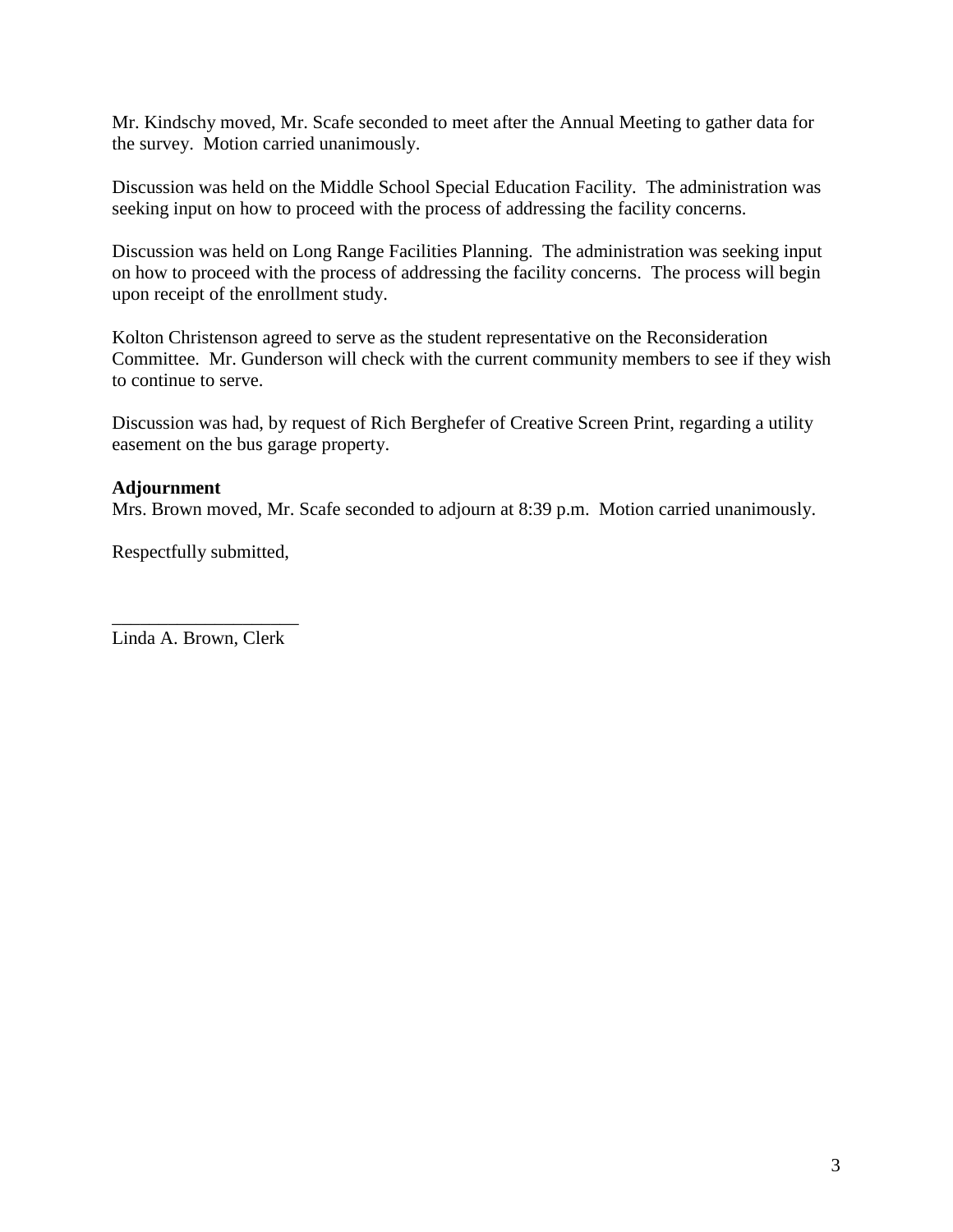Mr. Kindschy moved, Mr. Scafe seconded to meet after the Annual Meeting to gather data for the survey. Motion carried unanimously.

Discussion was held on the Middle School Special Education Facility. The administration was seeking input on how to proceed with the process of addressing the facility concerns.

Discussion was held on Long Range Facilities Planning. The administration was seeking input on how to proceed with the process of addressing the facility concerns. The process will begin upon receipt of the enrollment study.

Kolton Christenson agreed to serve as the student representative on the Reconsideration Committee. Mr. Gunderson will check with the current community members to see if they wish to continue to serve.

Discussion was had, by request of Rich Berghefer of Creative Screen Print, regarding a utility easement on the bus garage property.

**Adjournment**
Mrs. Brown moved, Mr. Scafe seconded to adjourn at 8:39 p.m. Motion carried unanimously.

Respectfully submitted,

\_\_\_\_\_\_\_\_\_\_\_\_\_\_\_\_\_\_\_\_
Linda A. Brown, Clerk